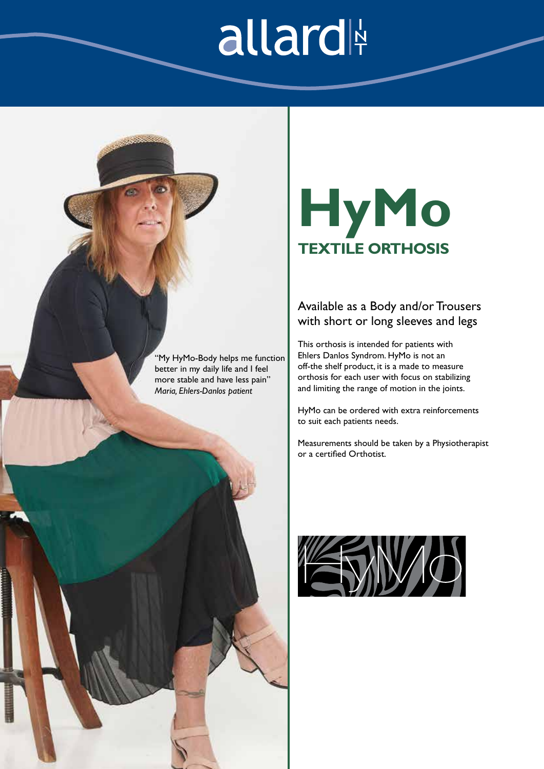allard

# HyMo

## TEXTILE ORTHOSIS

"My HyMo-Body helps me function better in my daily life and I feel more stable and have less pain"
*Maria, Ehlers-Danlos patient*

### Available as a Body and/or Trousers with short or long sleeves and legs

This orthosis is intended for patients with Ehlers Danlos Syndrom. HyMo is not an off-the shelf product, it is a made to measure orthosis for each user with focus on stabilizing and limiting the range of motion in the joints.

HyMo can be ordered with extra reinforcements to suit each patients needs.

Measurements should be taken by a Physiotherapist or a certified Orthotist.

HyMo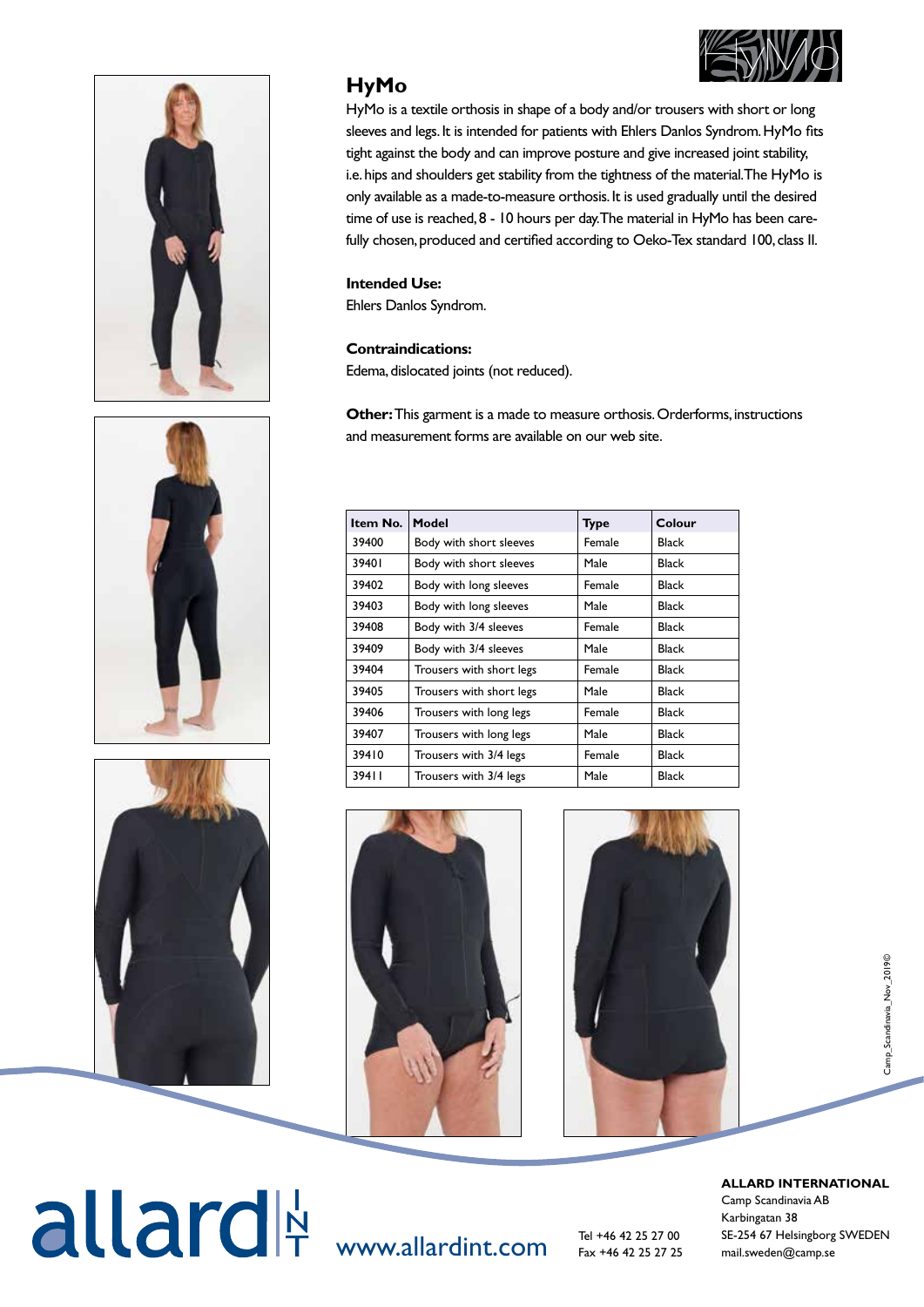## HyMo

HyMo is a textile orthosis in shape of a body and/or trousers with short or long sleeves and legs. It is intended for patients with Ehlers Danlos Syndrom. HyMo fits tight against the body and can improve posture and give increased joint stability, i.e. hips and shoulders get stability from the tightness of the material. The HyMo is only available as a made-to-measure orthosis. It is used gradually until the desired time of use is reached, 8 - 10 hours per day. The material in HyMo has been carefully chosen, produced and certified according to Oeko-Tex standard 100, class II.

**Intended Use:**
Ehlers Danlos Syndrom.

**Contraindications:**
Edema, dislocated joints (not reduced).

**Other:** This garment is a made to measure orthosis. Orderforms, instructions and measurement forms are available on our web site.

| Item No. | Model | Type | Colour |
|---|---|---|---|
| 39400 | Body with short sleeves | Female | Black |
| 39401 | Body with short sleeves | Male | Black |
| 39402 | Body with long sleeves | Female | Black |
| 39403 | Body with long sleeves | Male | Black |
| 39408 | Body with 3/4 sleeves | Female | Black |
| 39409 | Body with 3/4 sleeves | Male | Black |
| 39404 | Trousers with short legs | Female | Black |
| 39405 | Trousers with short legs | Male | Black |
| 39406 | Trousers with long legs | Female | Black |
| 39407 | Trousers with long legs | Male | Black |
| 39410 | Trousers with 3/4 legs | Female | Black |
| 39411 | Trousers with 3/4 legs | Male | Black |

Camp_Scandinavia_Nov_2019©

allard INT

www.allardint.com

Tel +46 42 25 27 00
Fax +46 42 25 27 25

**ALLARD INTERNATIONAL**
Camp Scandinavia AB
Karbingatan 38
SE-254 67 Helsingborg SWEDEN
mail.sweden@camp.se